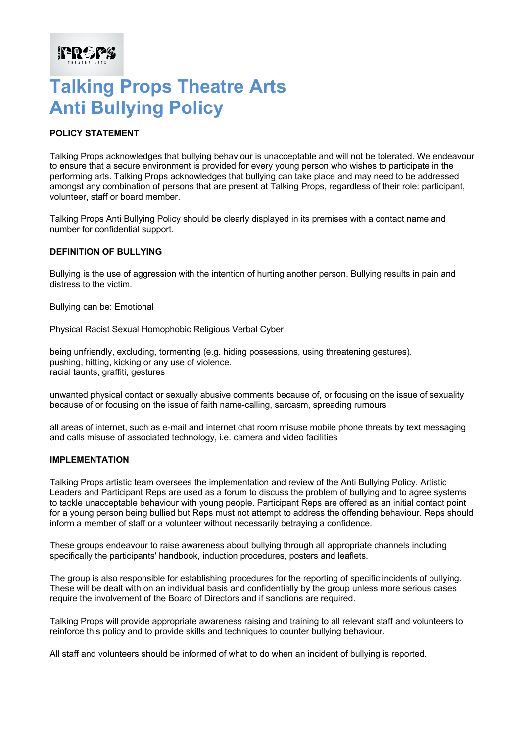# Talking Props Theatre Arts
# Anti Bullying Policy

**POLICY STATEMENT**

Talking Props acknowledges that bullying behaviour is unacceptable and will not be tolerated. We endeavour to ensure that a secure environment is provided for every young person who wishes to participate in the performing arts. Talking Props acknowledges that bullying can take place and may need to be addressed amongst any combination of persons that are present at Talking Props, regardless of their role: participant, volunteer, staff or board member.

Talking Props Anti Bullying Policy should be clearly displayed in its premises with a contact name and number for confidential support.

**DEFINITION OF BULLYING**

Bullying is the use of aggression with the intention of hurting another person. Bullying results in pain and distress to the victim.

Bullying can be: Emotional

Physical Racist Sexual Homophobic Religious Verbal Cyber

being unfriendly, excluding, tormenting (e.g. hiding possessions, using threatening gestures).
pushing, hitting, kicking or any use of violence.
racial taunts, graffiti, gestures

unwanted physical contact or sexually abusive comments because of, or focusing on the issue of sexuality because of or focusing on the issue of faith name-calling, sarcasm, spreading rumours

all areas of internet, such as e-mail and internet chat room misuse mobile phone threats by text messaging and calls misuse of associated technology, i.e. camera and video facilities

**IMPLEMENTATION**

Talking Props artistic team oversees the implementation and review of the Anti Bullying Policy. Artistic Leaders and Participant Reps are used as a forum to discuss the problem of bullying and to agree systems to tackle unacceptable behaviour with young people. Participant Reps are offered as an initial contact point for a young person being bullied but Reps must not attempt to address the offending behaviour. Reps should inform a member of staff or a volunteer without necessarily betraying a confidence.

These groups endeavour to raise awareness about bullying through all appropriate channels including specifically the participants' handbook, induction procedures, posters and leaflets.

The group is also responsible for establishing procedures for the reporting of specific incidents of bullying. These will be dealt with on an individual basis and confidentially by the group unless more serious cases require the involvement of the Board of Directors and if sanctions are required.

Talking Props will provide appropriate awareness raising and training to all relevant staff and volunteers to reinforce this policy and to provide skills and techniques to counter bullying behaviour.

All staff and volunteers should be informed of what to do when an incident of bullying is reported.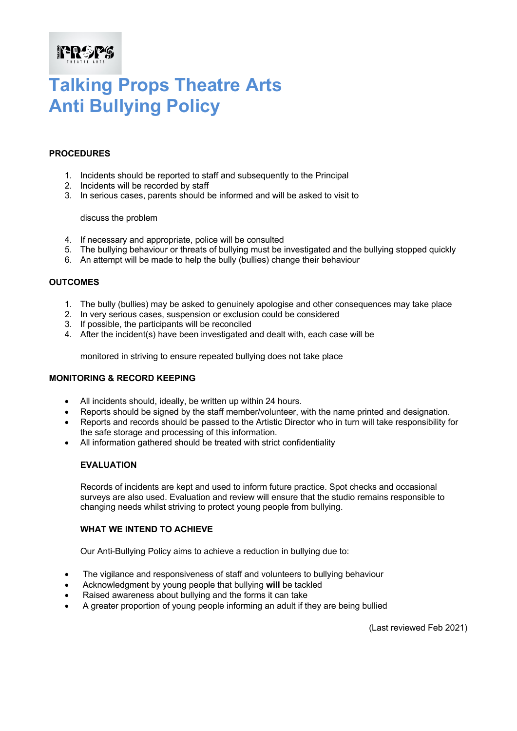# Talking Props Theatre Arts
# Anti Bullying Policy

**PROCEDURES**

1. Incidents should be reported to staff and subsequently to the Principal
2. Incidents will be recorded by staff
3. In serious cases, parents should be informed and will be asked to visit to

   discuss the problem

4. If necessary and appropriate, police will be consulted
5. The bullying behaviour or threats of bullying must be investigated and the bullying stopped quickly
6. An attempt will be made to help the bully (bullies) change their behaviour

**OUTCOMES**

1. The bully (bullies) may be asked to genuinely apologise and other consequences may take place
2. In very serious cases, suspension or exclusion could be considered
3. If possible, the participants will be reconciled
4. After the incident(s) have been investigated and dealt with, each case will be

   monitored in striving to ensure repeated bullying does not take place

**MONITORING & RECORD KEEPING**

- All incidents should, ideally, be written up within 24 hours.
- Reports should be signed by the staff member/volunteer, with the name printed and designation.
- Reports and records should be passed to the Artistic Director who in turn will take responsibility for the safe storage and processing of this information.
- All information gathered should be treated with strict confidentiality

**EVALUATION**

Records of incidents are kept and used to inform future practice. Spot checks and occasional surveys are also used. Evaluation and review will ensure that the studio remains responsible to changing needs whilst striving to protect young people from bullying.

**WHAT WE INTEND TO ACHIEVE**

Our Anti-Bullying Policy aims to achieve a reduction in bullying due to:

- The vigilance and responsiveness of staff and volunteers to bullying behaviour
- Acknowledgment by young people that bullying **will** be tackled
- Raised awareness about bullying and the forms it can take
- A greater proportion of young people informing an adult if they are being bullied

(Last reviewed Feb 2021)